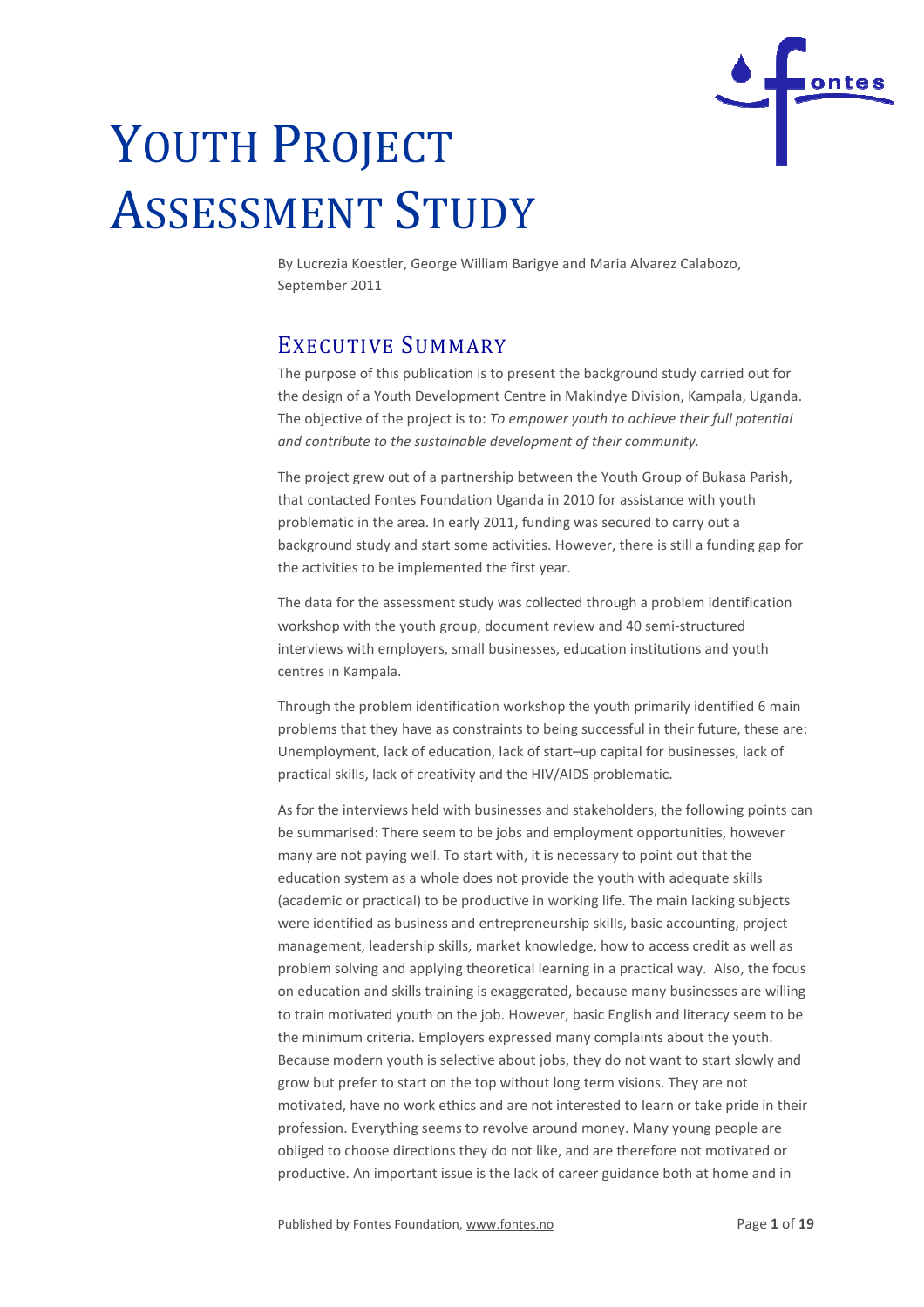# YOUTH PROJECT ASSESSMENT STUDY

By Lucrezia Koestler, George William Barigye and Maria Alvarez Calabozo, September 2011

## EXECUTIVE SUMMARY

The purpose of this publication is to present the background study carried out for the design of a Youth Development Centre in Makindye Division, Kampala, Uganda. The objective of the project is to: *To empower youth to achieve their full potential and contribute to the sustainable development of their community.*

The project grew out of a partnership between the Youth Group of Bukasa Parish, that contacted Fontes Foundation Uganda in 2010 for assistance with youth problematic in the area. In early 2011, funding was secured to carry out a background study and start some activities. However, there is still a funding gap for the activities to be implemented the first year.

The data for the assessment study was collected through a problem identification workshop with the youth group, document review and 40 semi-structured interviews with employers, small businesses, education institutions and youth centres in Kampala.

Through the problem identification workshop the youth primarily identified 6 main problems that they have as constraints to being successful in their future, these are: Unemployment, lack of education, lack of start–up capital for businesses, lack of practical skills, lack of creativity and the HIV/AIDS problematic.

As for the interviews held with businesses and stakeholders, the following points can be summarised: There seem to be jobs and employment opportunities, however many are not paying well. To start with, it is necessary to point out that the education system as a whole does not provide the youth with adequate skills (academic or practical) to be productive in working life. The main lacking subjects were identified as business and entrepreneurship skills, basic accounting, project management, leadership skills, market knowledge, how to access credit as well as problem solving and applying theoretical learning in a practical way. Also, the focus on education and skills training is exaggerated, because many businesses are willing to train motivated youth on the job. However, basic English and literacy seem to be the minimum criteria. Employers expressed many complaints about the youth. Because modern youth is selective about jobs, they do not want to start slowly and grow but prefer to start on the top without long term visions. They are not motivated, have no work ethics and are not interested to learn or take pride in their profession. Everything seems to revolve around money. Many young people are obliged to choose directions they do not like, and are therefore not motivated or productive. An important issue is the lack of career guidance both at home and in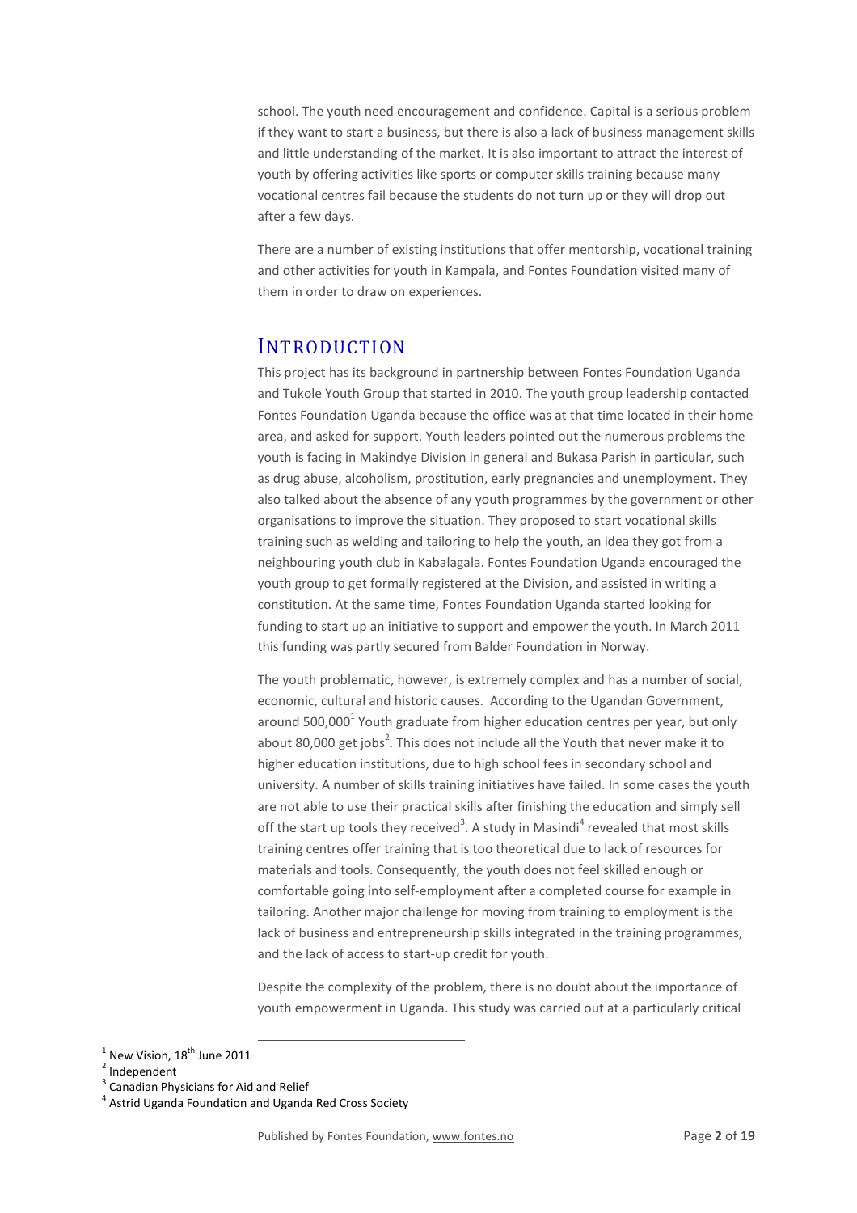school. The youth need encouragement and confidence. Capital is a serious problem if they want to start a business, but there is also a lack of business management skills and little understanding of the market. It is also important to attract the interest of youth by offering activities like sports or computer skills training because many vocational centres fail because the students do not turn up or they will drop out after a few days.

There are a number of existing institutions that offer mentorship, vocational training and other activities for youth in Kampala, and Fontes Foundation visited many of them in order to draw on experiences.

# INTRODUCTION

This project has its background in partnership between Fontes Foundation Uganda and Tukole Youth Group that started in 2010. The youth group leadership contacted Fontes Foundation Uganda because the office was at that time located in their home area, and asked for support. Youth leaders pointed out the numerous problems the youth is facing in Makindye Division in general and Bukasa Parish in particular, such as drug abuse, alcoholism, prostitution, early pregnancies and unemployment. They also talked about the absence of any youth programmes by the government or other organisations to improve the situation. They proposed to start vocational skills training such as welding and tailoring to help the youth, an idea they got from a neighbouring youth club in Kabalagala. Fontes Foundation Uganda encouraged the youth group to get formally registered at the Division, and assisted in writing a constitution. At the same time, Fontes Foundation Uganda started looking for funding to start up an initiative to support and empower the youth. In March 2011 this funding was partly secured from Balder Foundation in Norway.

The youth problematic, however, is extremely complex and has a number of social, economic, cultural and historic causes. According to the Ugandan Government, around 500,000[1] Youth graduate from higher education centres per year, but only about 80,000 get jobs[2]. This does not include all the Youth that never make it to higher education institutions, due to high school fees in secondary school and university. A number of skills training initiatives have failed. In some cases the youth are not able to use their practical skills after finishing the education and simply sell off the start up tools they received[3]. A study in Masindi[4] revealed that most skills training centres offer training that is too theoretical due to lack of resources for materials and tools. Consequently, the youth does not feel skilled enough or comfortable going into self-employment after a completed course for example in tailoring. Another major challenge for moving from training to employment is the lack of business and entrepreneurship skills integrated in the training programmes, and the lack of access to start-up credit for youth.

Despite the complexity of the problem, there is no doubt about the importance of youth empowerment in Uganda. This study was carried out at a particularly critical

[1] New Vision, 18th June 2011

[2] Independent

[3] Canadian Physicians for Aid and Relief

[4] Astrid Uganda Foundation and Uganda Red Cross Society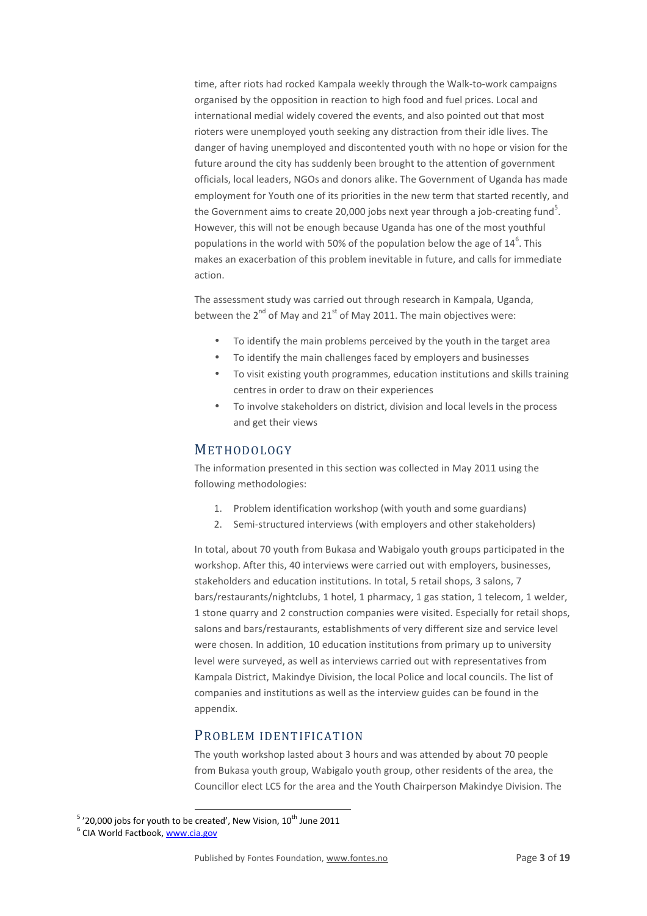time, after riots had rocked Kampala weekly through the Walk-to-work campaigns organised by the opposition in reaction to high food and fuel prices. Local and international medial widely covered the events, and also pointed out that most rioters were unemployed youth seeking any distraction from their idle lives. The danger of having unemployed and discontented youth with no hope or vision for the future around the city has suddenly been brought to the attention of government officials, local leaders, NGOs and donors alike. The Government of Uganda has made employment for Youth one of its priorities in the new term that started recently, and the Government aims to create 20,000 jobs next year through a job-creating fund[5]. However, this will not be enough because Uganda has one of the most youthful populations in the world with 50% of the population below the age of 14[6]. This makes an exacerbation of this problem inevitable in future, and calls for immediate action.

The assessment study was carried out through research in Kampala, Uganda, between the 2nd of May and 21st of May 2011. The main objectives were:

- To identify the main problems perceived by the youth in the target area
- To identify the main challenges faced by employers and businesses
- To visit existing youth programmes, education institutions and skills training centres in order to draw on their experiences
- To involve stakeholders on district, division and local levels in the process and get their views

## Methodology

The information presented in this section was collected in May 2011 using the following methodologies:

1. Problem identification workshop (with youth and some guardians)
2. Semi-structured interviews (with employers and other stakeholders)

In total, about 70 youth from Bukasa and Wabigalo youth groups participated in the workshop. After this, 40 interviews were carried out with employers, businesses, stakeholders and education institutions. In total, 5 retail shops, 3 salons, 7 bars/restaurants/nightclubs, 1 hotel, 1 pharmacy, 1 gas station, 1 telecom, 1 welder, 1 stone quarry and 2 construction companies were visited. Especially for retail shops, salons and bars/restaurants, establishments of very different size and service level were chosen. In addition, 10 education institutions from primary up to university level were surveyed, as well as interviews carried out with representatives from Kampala District, Makindye Division, the local Police and local councils. The list of companies and institutions as well as the interview guides can be found in the appendix.

## Problem identification

The youth workshop lasted about 3 hours and was attended by about 70 people from Bukasa youth group, Wabigalo youth group, other residents of the area, the Councillor elect LC5 for the area and the Youth Chairperson Makindye Division. The

---

[5] '20,000 jobs for youth to be created', New Vision, 10th June 2011

[6] CIA World Factbook, www.cia.gov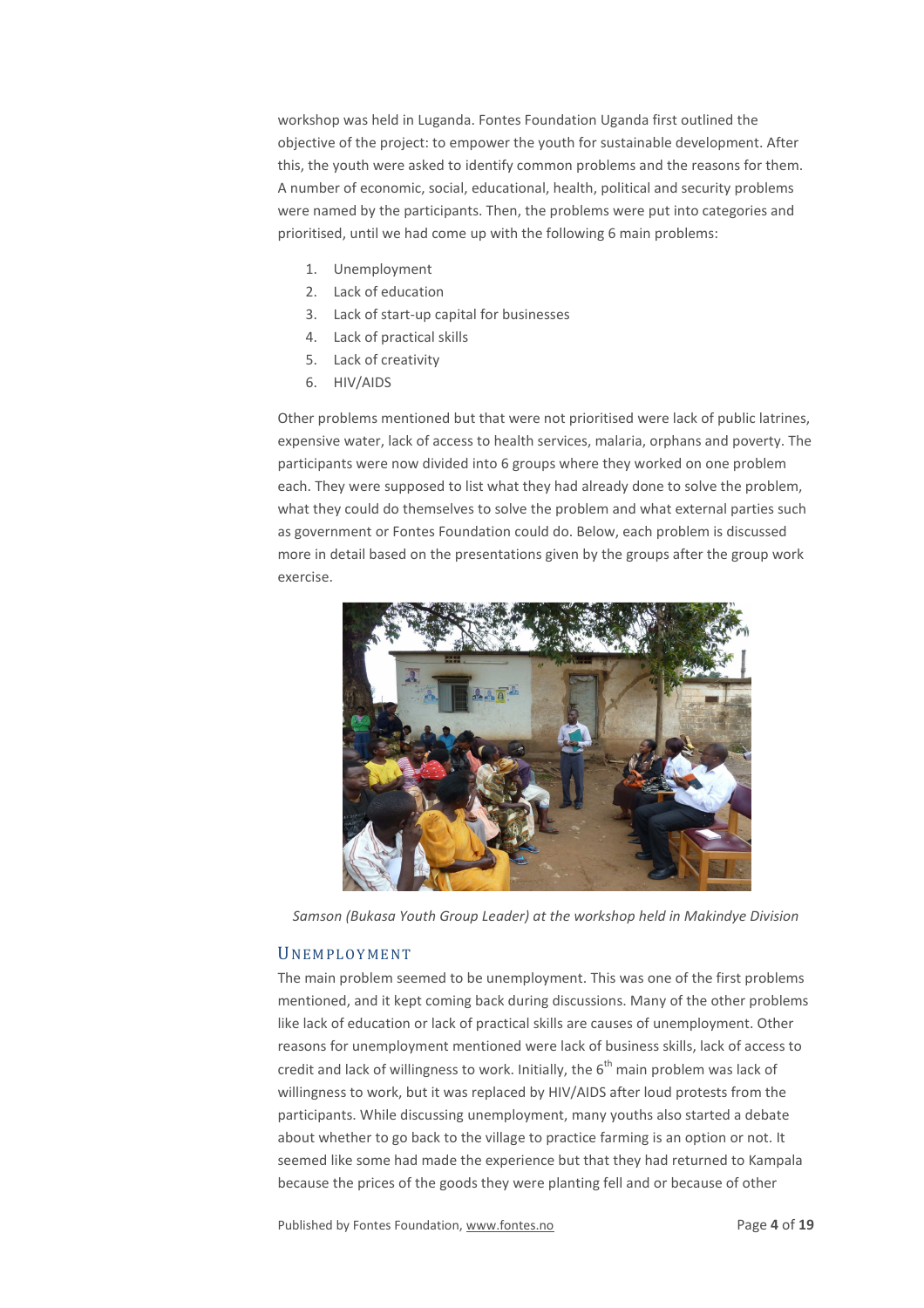workshop was held in Luganda. Fontes Foundation Uganda first outlined the objective of the project: to empower the youth for sustainable development. After this, the youth were asked to identify common problems and the reasons for them. A number of economic, social, educational, health, political and security problems were named by the participants. Then, the problems were put into categories and prioritised, until we had come up with the following 6 main problems:

1. Unemployment
2. Lack of education
3. Lack of start-up capital for businesses
4. Lack of practical skills
5. Lack of creativity
6. HIV/AIDS

Other problems mentioned but that were not prioritised were lack of public latrines, expensive water, lack of access to health services, malaria, orphans and poverty. The participants were now divided into 6 groups where they worked on one problem each. They were supposed to list what they had already done to solve the problem, what they could do themselves to solve the problem and what external parties such as government or Fontes Foundation could do. Below, each problem is discussed more in detail based on the presentations given by the groups after the group work exercise.

*Samson (Bukasa Youth Group Leader) at the workshop held in Makindye Division*

## Unemployment

The main problem seemed to be unemployment. This was one of the first problems mentioned, and it kept coming back during discussions. Many of the other problems like lack of education or lack of practical skills are causes of unemployment. Other reasons for unemployment mentioned were lack of business skills, lack of access to credit and lack of willingness to work. Initially, the 6th main problem was lack of willingness to work, but it was replaced by HIV/AIDS after loud protests from the participants. While discussing unemployment, many youths also started a debate about whether to go back to the village to practice farming is an option or not. It seemed like some had made the experience but that they had returned to Kampala because the prices of the goods they were planting fell and or because of other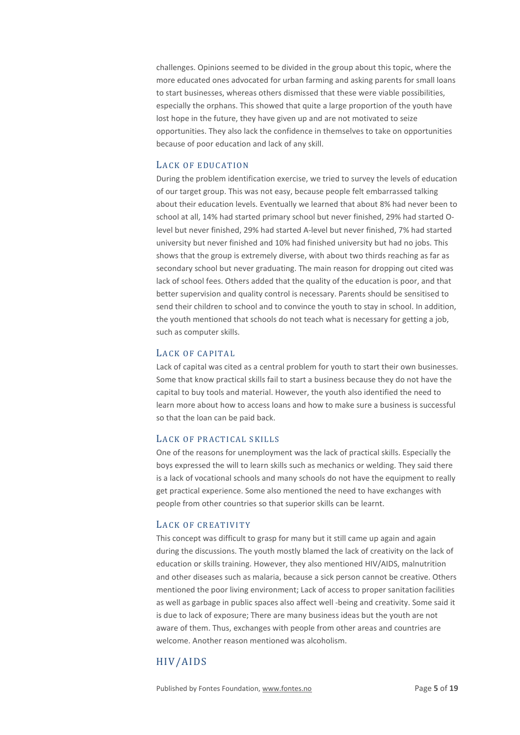challenges. Opinions seemed to be divided in the group about this topic, where the more educated ones advocated for urban farming and asking parents for small loans to start businesses, whereas others dismissed that these were viable possibilities, especially the orphans. This showed that quite a large proportion of the youth have lost hope in the future, they have given up and are not motivated to seize opportunities. They also lack the confidence in themselves to take on opportunities because of poor education and lack of any skill.

### Lack of Education

During the problem identification exercise, we tried to survey the levels of education of our target group. This was not easy, because people felt embarrassed talking about their education levels. Eventually we learned that about 8% had never been to school at all, 14% had started primary school but never finished, 29% had started O-level but never finished, 29% had started A-level but never finished, 7% had started university but never finished and 10% had finished university but had no jobs. This shows that the group is extremely diverse, with about two thirds reaching as far as secondary school but never graduating. The main reason for dropping out cited was lack of school fees. Others added that the quality of the education is poor, and that better supervision and quality control is necessary. Parents should be sensitised to send their children to school and to convince the youth to stay in school. In addition, the youth mentioned that schools do not teach what is necessary for getting a job, such as computer skills.

### Lack of Capital

Lack of capital was cited as a central problem for youth to start their own businesses. Some that know practical skills fail to start a business because they do not have the capital to buy tools and material. However, the youth also identified the need to learn more about how to access loans and how to make sure a business is successful so that the loan can be paid back.

### Lack of Practical Skills

One of the reasons for unemployment was the lack of practical skills. Especially the boys expressed the will to learn skills such as mechanics or welding. They said there is a lack of vocational schools and many schools do not have the equipment to really get practical experience. Some also mentioned the need to have exchanges with people from other countries so that superior skills can be learnt.

### Lack of Creativity

This concept was difficult to grasp for many but it still came up again and again during the discussions. The youth mostly blamed the lack of creativity on the lack of education or skills training. However, they also mentioned HIV/AIDS, malnutrition and other diseases such as malaria, because a sick person cannot be creative. Others mentioned the poor living environment; Lack of access to proper sanitation facilities as well as garbage in public spaces also affect well -being and creativity. Some said it is due to lack of exposure; There are many business ideas but the youth are not aware of them. Thus, exchanges with people from other areas and countries are welcome. Another reason mentioned was alcoholism.

## HIV/AIDS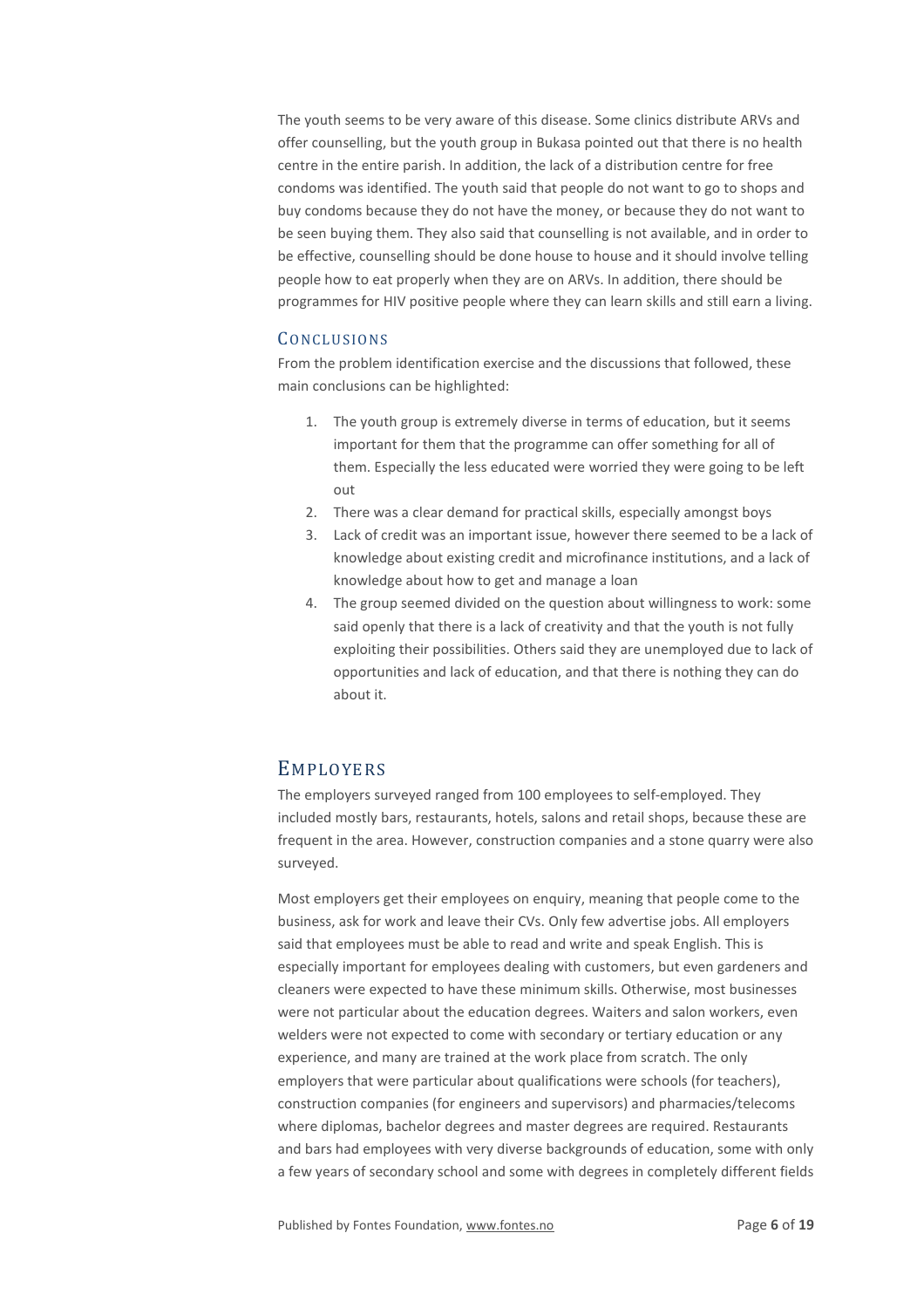The youth seems to be very aware of this disease. Some clinics distribute ARVs and offer counselling, but the youth group in Bukasa pointed out that there is no health centre in the entire parish. In addition, the lack of a distribution centre for free condoms was identified. The youth said that people do not want to go to shops and buy condoms because they do not have the money, or because they do not want to be seen buying them. They also said that counselling is not available, and in order to be effective, counselling should be done house to house and it should involve telling people how to eat properly when they are on ARVs. In addition, there should be programmes for HIV positive people where they can learn skills and still earn a living.

### Conclusions

From the problem identification exercise and the discussions that followed, these main conclusions can be highlighted:

1. The youth group is extremely diverse in terms of education, but it seems important for them that the programme can offer something for all of them. Especially the less educated were worried they were going to be left out
2. There was a clear demand for practical skills, especially amongst boys
3. Lack of credit was an important issue, however there seemed to be a lack of knowledge about existing credit and microfinance institutions, and a lack of knowledge about how to get and manage a loan
4. The group seemed divided on the question about willingness to work: some said openly that there is a lack of creativity and that the youth is not fully exploiting their possibilities. Others said they are unemployed due to lack of opportunities and lack of education, and that there is nothing they can do about it.

## Employers

The employers surveyed ranged from 100 employees to self-employed. They included mostly bars, restaurants, hotels, salons and retail shops, because these are frequent in the area. However, construction companies and a stone quarry were also surveyed.

Most employers get their employees on enquiry, meaning that people come to the business, ask for work and leave their CVs. Only few advertise jobs. All employers said that employees must be able to read and write and speak English. This is especially important for employees dealing with customers, but even gardeners and cleaners were expected to have these minimum skills. Otherwise, most businesses were not particular about the education degrees. Waiters and salon workers, even welders were not expected to come with secondary or tertiary education or any experience, and many are trained at the work place from scratch. The only employers that were particular about qualifications were schools (for teachers), construction companies (for engineers and supervisors) and pharmacies/telecoms where diplomas, bachelor degrees and master degrees are required. Restaurants and bars had employees with very diverse backgrounds of education, some with only a few years of secondary school and some with degrees in completely different fields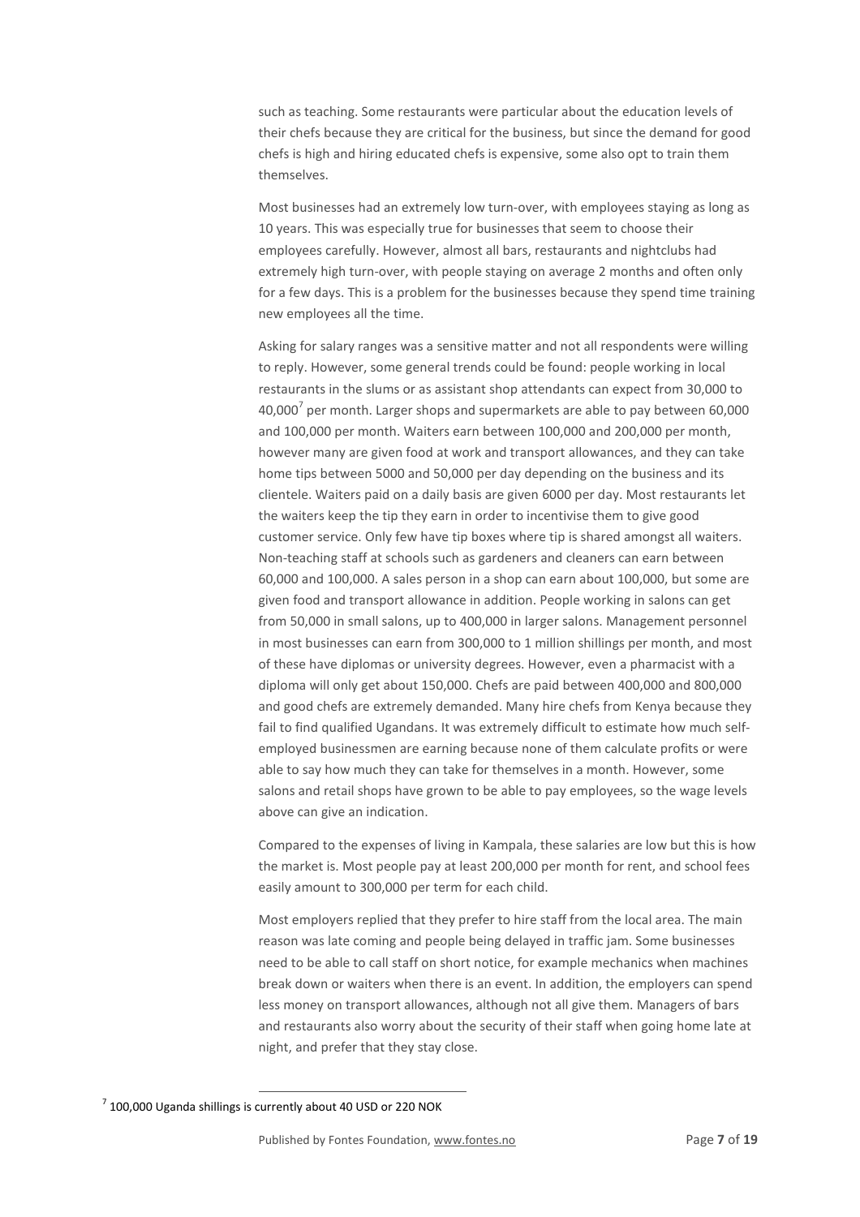such as teaching. Some restaurants were particular about the education levels of their chefs because they are critical for the business, but since the demand for good chefs is high and hiring educated chefs is expensive, some also opt to train them themselves.

Most businesses had an extremely low turn-over, with employees staying as long as 10 years. This was especially true for businesses that seem to choose their employees carefully. However, almost all bars, restaurants and nightclubs had extremely high turn-over, with people staying on average 2 months and often only for a few days. This is a problem for the businesses because they spend time training new employees all the time.

Asking for salary ranges was a sensitive matter and not all respondents were willing to reply. However, some general trends could be found: people working in local restaurants in the slums or as assistant shop attendants can expect from 30,000 to 40,000[7] per month. Larger shops and supermarkets are able to pay between 60,000 and 100,000 per month. Waiters earn between 100,000 and 200,000 per month, however many are given food at work and transport allowances, and they can take home tips between 5000 and 50,000 per day depending on the business and its clientele. Waiters paid on a daily basis are given 6000 per day. Most restaurants let the waiters keep the tip they earn in order to incentivise them to give good customer service. Only few have tip boxes where tip is shared amongst all waiters. Non-teaching staff at schools such as gardeners and cleaners can earn between 60,000 and 100,000. A sales person in a shop can earn about 100,000, but some are given food and transport allowance in addition. People working in salons can get from 50,000 in small salons, up to 400,000 in larger salons. Management personnel in most businesses can earn from 300,000 to 1 million shillings per month, and most of these have diplomas or university degrees. However, even a pharmacist with a diploma will only get about 150,000. Chefs are paid between 400,000 and 800,000 and good chefs are extremely demanded. Many hire chefs from Kenya because they fail to find qualified Ugandans. It was extremely difficult to estimate how much self-employed businessmen are earning because none of them calculate profits or were able to say how much they can take for themselves in a month. However, some salons and retail shops have grown to be able to pay employees, so the wage levels above can give an indication.

Compared to the expenses of living in Kampala, these salaries are low but this is how the market is. Most people pay at least 200,000 per month for rent, and school fees easily amount to 300,000 per term for each child.

Most employers replied that they prefer to hire staff from the local area. The main reason was late coming and people being delayed in traffic jam. Some businesses need to be able to call staff on short notice, for example mechanics when machines break down or waiters when there is an event. In addition, the employers can spend less money on transport allowances, although not all give them. Managers of bars and restaurants also worry about the security of their staff when going home late at night, and prefer that they stay close.

---

[7] 100,000 Uganda shillings is currently about 40 USD or 220 NOK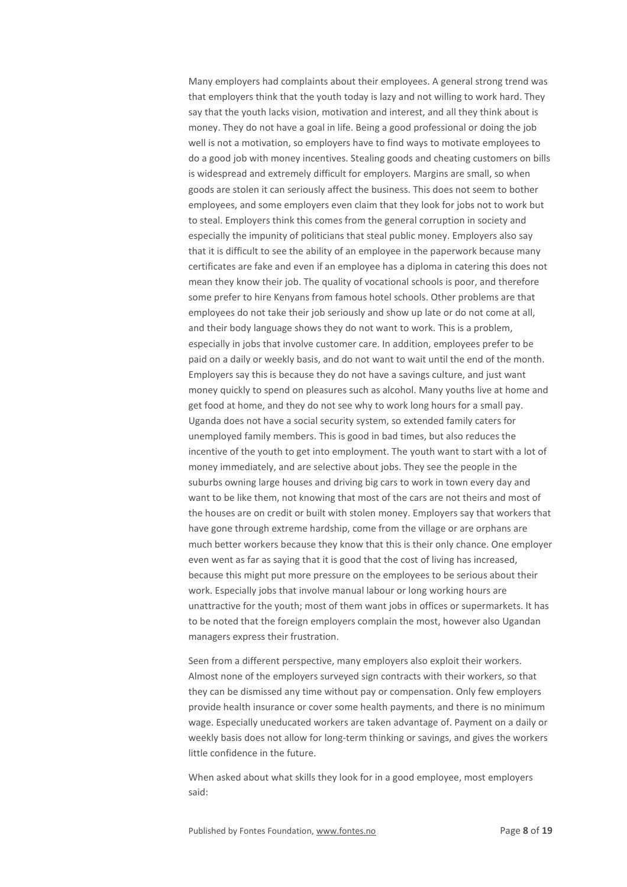Many employers had complaints about their employees. A general strong trend was that employers think that the youth today is lazy and not willing to work hard. They say that the youth lacks vision, motivation and interest, and all they think about is money. They do not have a goal in life. Being a good professional or doing the job well is not a motivation, so employers have to find ways to motivate employees to do a good job with money incentives. Stealing goods and cheating customers on bills is widespread and extremely difficult for employers. Margins are small, so when goods are stolen it can seriously affect the business. This does not seem to bother employees, and some employers even claim that they look for jobs not to work but to steal. Employers think this comes from the general corruption in society and especially the impunity of politicians that steal public money. Employers also say that it is difficult to see the ability of an employee in the paperwork because many certificates are fake and even if an employee has a diploma in catering this does not mean they know their job. The quality of vocational schools is poor, and therefore some prefer to hire Kenyans from famous hotel schools. Other problems are that employees do not take their job seriously and show up late or do not come at all, and their body language shows they do not want to work. This is a problem, especially in jobs that involve customer care. In addition, employees prefer to be paid on a daily or weekly basis, and do not want to wait until the end of the month. Employers say this is because they do not have a savings culture, and just want money quickly to spend on pleasures such as alcohol. Many youths live at home and get food at home, and they do not see why to work long hours for a small pay. Uganda does not have a social security system, so extended family caters for unemployed family members. This is good in bad times, but also reduces the incentive of the youth to get into employment. The youth want to start with a lot of money immediately, and are selective about jobs. They see the people in the suburbs owning large houses and driving big cars to work in town every day and want to be like them, not knowing that most of the cars are not theirs and most of the houses are on credit or built with stolen money. Employers say that workers that have gone through extreme hardship, come from the village or are orphans are much better workers because they know that this is their only chance. One employer even went as far as saying that it is good that the cost of living has increased, because this might put more pressure on the employees to be serious about their work. Especially jobs that involve manual labour or long working hours are unattractive for the youth; most of them want jobs in offices or supermarkets. It has to be noted that the foreign employers complain the most, however also Ugandan managers express their frustration.

Seen from a different perspective, many employers also exploit their workers. Almost none of the employers surveyed sign contracts with their workers, so that they can be dismissed any time without pay or compensation. Only few employers provide health insurance or cover some health payments, and there is no minimum wage. Especially uneducated workers are taken advantage of. Payment on a daily or weekly basis does not allow for long-term thinking or savings, and gives the workers little confidence in the future.

When asked about what skills they look for in a good employee, most employers said: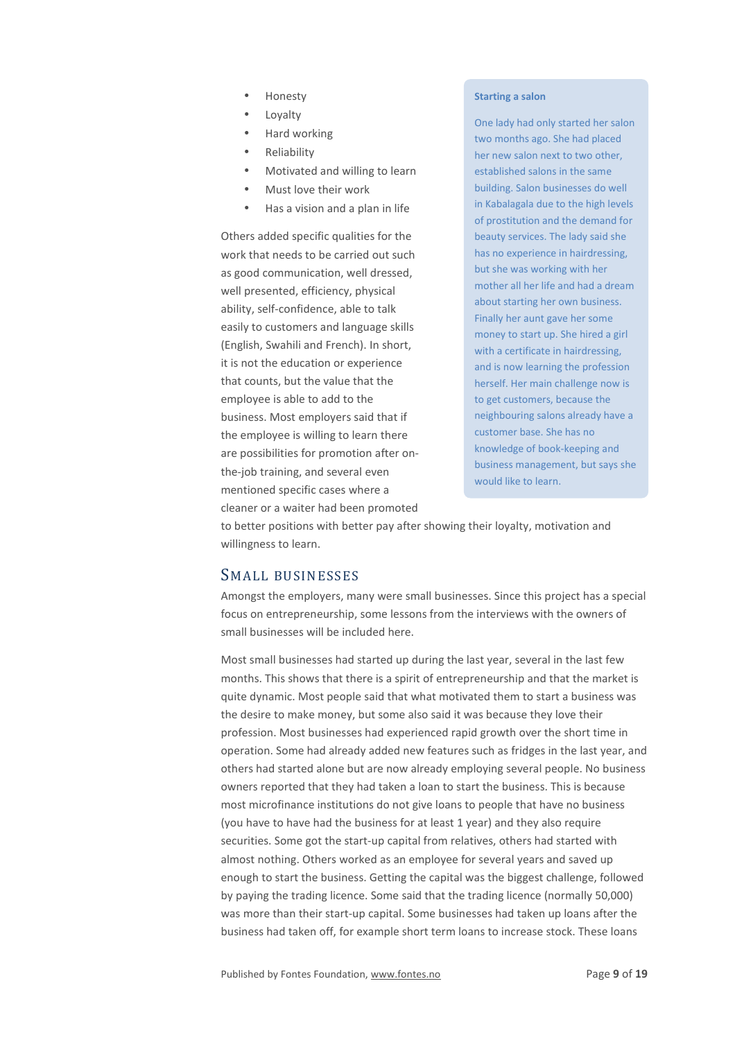- Honesty
- Loyalty
- Hard working
- Reliability
- Motivated and willing to learn
- Must love their work
- Has a vision and a plan in life

Others added specific qualities for the work that needs to be carried out such as good communication, well dressed, well presented, efficiency, physical ability, self-confidence, able to talk easily to customers and language skills (English, Swahili and French). In short, it is not the education or experience that counts, but the value that the employee is able to add to the business. Most employers said that if the employee is willing to learn there are possibilities for promotion after on-the-job training, and several even mentioned specific cases where a cleaner or a waiter had been promoted to better positions with better pay after showing their loyalty, motivation and willingness to learn.

> **Starting a salon**
>
> One lady had only started her salon two months ago. She had placed her new salon next to two other, established salons in the same building. Salon businesses do well in Kabalagala due to the high levels of prostitution and the demand for beauty services. The lady said she has no experience in hairdressing, but she was working with her mother all her life and had a dream about starting her own business. Finally her aunt gave her some money to start up. She hired a girl with a certificate in hairdressing, and is now learning the profession herself. Her main challenge now is to get customers, because the neighbouring salons already have a customer base. She has no knowledge of book-keeping and business management, but says she would like to learn.

## Small businesses

Amongst the employers, many were small businesses. Since this project has a special focus on entrepreneurship, some lessons from the interviews with the owners of small businesses will be included here.

Most small businesses had started up during the last year, several in the last few months. This shows that there is a spirit of entrepreneurship and that the market is quite dynamic. Most people said that what motivated them to start a business was the desire to make money, but some also said it was because they love their profession. Most businesses had experienced rapid growth over the short time in operation. Some had already added new features such as fridges in the last year, and others had started alone but are now already employing several people. No business owners reported that they had taken a loan to start the business. This is because most microfinance institutions do not give loans to people that have no business (you have to have had the business for at least 1 year) and they also require securities. Some got the start-up capital from relatives, others had started with almost nothing. Others worked as an employee for several years and saved up enough to start the business. Getting the capital was the biggest challenge, followed by paying the trading licence. Some said that the trading licence (normally 50,000) was more than their start-up capital. Some businesses had taken up loans after the business had taken off, for example short term loans to increase stock. These loans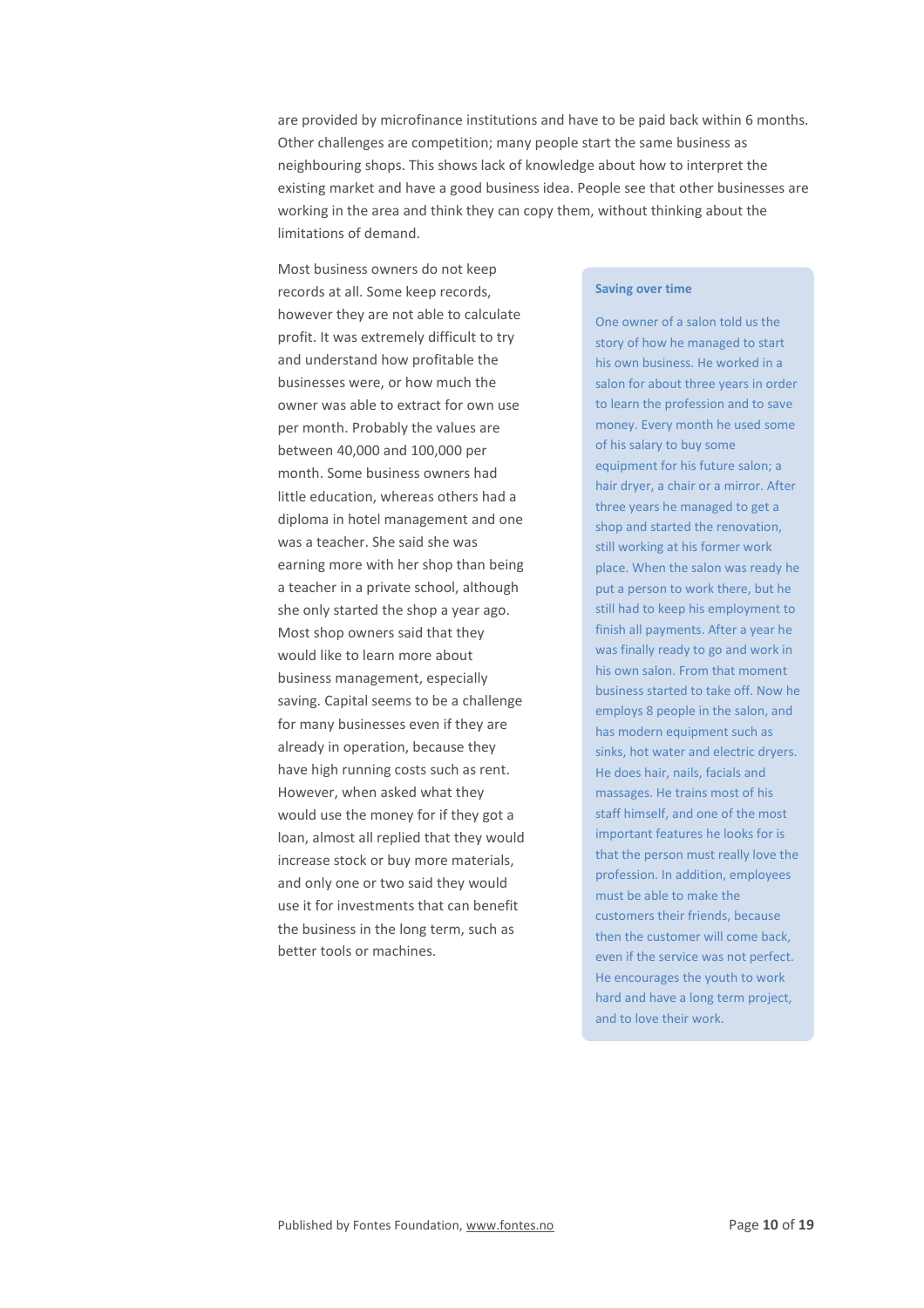are provided by microfinance institutions and have to be paid back within 6 months. Other challenges are competition; many people start the same business as neighbouring shops. This shows lack of knowledge about how to interpret the existing market and have a good business idea. People see that other businesses are working in the area and think they can copy them, without thinking about the limitations of demand.

Most business owners do not keep records at all. Some keep records, however they are not able to calculate profit. It was extremely difficult to try and understand how profitable the businesses were, or how much the owner was able to extract for own use per month. Probably the values are between 40,000 and 100,000 per month. Some business owners had little education, whereas others had a diploma in hotel management and one was a teacher. She said she was earning more with her shop than being a teacher in a private school, although she only started the shop a year ago. Most shop owners said that they would like to learn more about business management, especially saving. Capital seems to be a challenge for many businesses even if they are already in operation, because they have high running costs such as rent. However, when asked what they would use the money for if they got a loan, almost all replied that they would increase stock or buy more materials, and only one or two said they would use it for investments that can benefit the business in the long term, such as better tools or machines.

**Saving over time**

One owner of a salon told us the story of how he managed to start his own business. He worked in a salon for about three years in order to learn the profession and to save money. Every month he used some of his salary to buy some equipment for his future salon; a hair dryer, a chair or a mirror. After three years he managed to get a shop and started the renovation, still working at his former work place. When the salon was ready he put a person to work there, but he still had to keep his employment to finish all payments. After a year he was finally ready to go and work in his own salon. From that moment business started to take off. Now he employs 8 people in the salon, and has modern equipment such as sinks, hot water and electric dryers. He does hair, nails, facials and massages. He trains most of his staff himself, and one of the most important features he looks for is that the person must really love the profession. In addition, employees must be able to make the customers their friends, because then the customer will come back, even if the service was not perfect. He encourages the youth to work hard and have a long term project, and to love their work.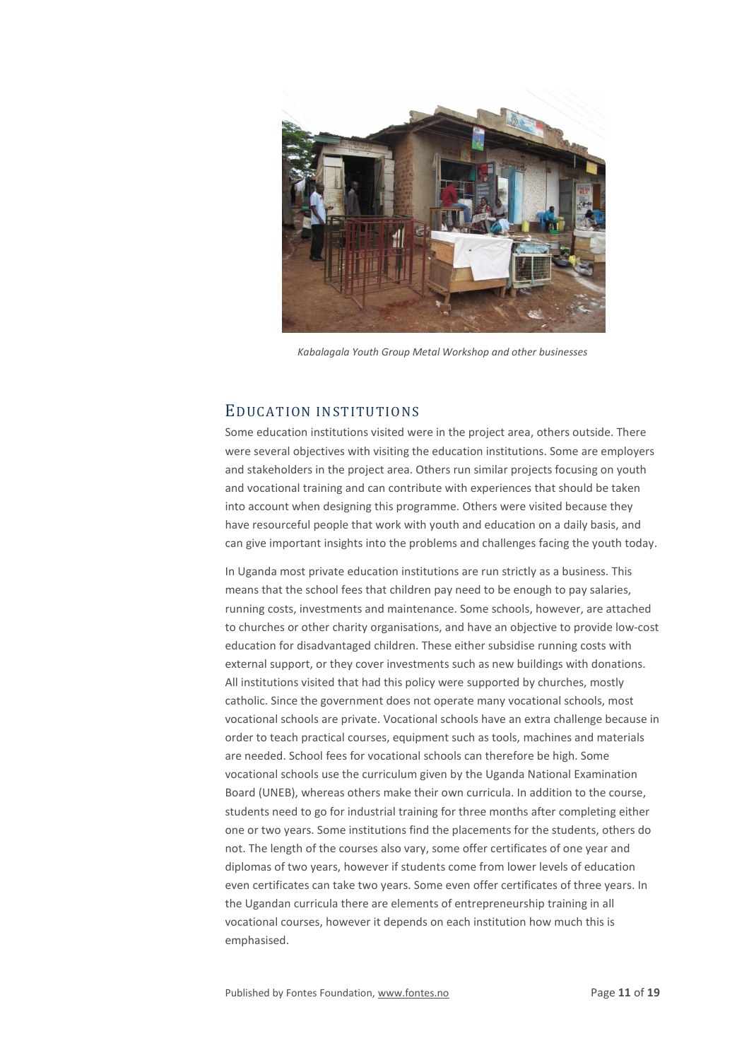*Kabalagala Youth Group Metal Workshop and other businesses*

## Education Institutions

Some education institutions visited were in the project area, others outside. There were several objectives with visiting the education institutions. Some are employers and stakeholders in the project area. Others run similar projects focusing on youth and vocational training and can contribute with experiences that should be taken into account when designing this programme. Others were visited because they have resourceful people that work with youth and education on a daily basis, and can give important insights into the problems and challenges facing the youth today.

In Uganda most private education institutions are run strictly as a business. This means that the school fees that children pay need to be enough to pay salaries, running costs, investments and maintenance. Some schools, however, are attached to churches or other charity organisations, and have an objective to provide low-cost education for disadvantaged children. These either subsidise running costs with external support, or they cover investments such as new buildings with donations. All institutions visited that had this policy were supported by churches, mostly catholic. Since the government does not operate many vocational schools, most vocational schools are private. Vocational schools have an extra challenge because in order to teach practical courses, equipment such as tools, machines and materials are needed. School fees for vocational schools can therefore be high. Some vocational schools use the curriculum given by the Uganda National Examination Board (UNEB), whereas others make their own curricula. In addition to the course, students need to go for industrial training for three months after completing either one or two years. Some institutions find the placements for the students, others do not. The length of the courses also vary, some offer certificates of one year and diplomas of two years, however if students come from lower levels of education even certificates can take two years. Some even offer certificates of three years. In the Ugandan curricula there are elements of entrepreneurship training in all vocational courses, however it depends on each institution how much this is emphasised.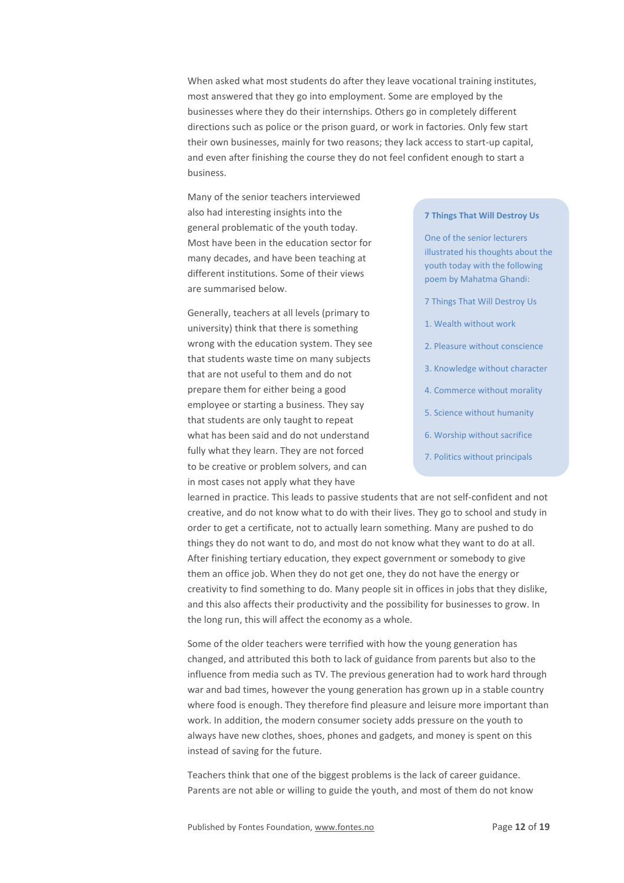When asked what most students do after they leave vocational training institutes, most answered that they go into employment. Some are employed by the businesses where they do their internships. Others go in completely different directions such as police or the prison guard, or work in factories. Only few start their own businesses, mainly for two reasons; they lack access to start-up capital, and even after finishing the course they do not feel confident enough to start a business.

Many of the senior teachers interviewed also had interesting insights into the general problematic of the youth today. Most have been in the education sector for many decades, and have been teaching at different institutions. Some of their views are summarised below.

Generally, teachers at all levels (primary to university) think that there is something wrong with the education system. They see that students waste time on many subjects that are not useful to them and do not prepare them for either being a good employee or starting a business. They say that students are only taught to repeat what has been said and do not understand fully what they learn. They are not forced to be creative or problem solvers, and can in most cases not apply what they have learned in practice. This leads to passive students that are not self-confident and not creative, and do not know what to do with their lives. They go to school and study in order to get a certificate, not to actually learn something. Many are pushed to do things they do not want to do, and most do not know what they want to do at all. After finishing tertiary education, they expect government or somebody to give them an office job. When they do not get one, they do not have the energy or creativity to find something to do. Many people sit in offices in jobs that they dislike, and this also affects their productivity and the possibility for businesses to grow. In the long run, this will affect the economy as a whole.

> **7 Things That Will Destroy Us**
>
> One of the senior lecturers illustrated his thoughts about the youth today with the following poem by Mahatma Ghandi:
>
> 7 Things That Will Destroy Us
>
> 1. Wealth without work
> 2. Pleasure without conscience
> 3. Knowledge without character
> 4. Commerce without morality
> 5. Science without humanity
> 6. Worship without sacrifice
> 7. Politics without principals

Some of the older teachers were terrified with how the young generation has changed, and attributed this both to lack of guidance from parents but also to the influence from media such as TV. The previous generation had to work hard through war and bad times, however the young generation has grown up in a stable country where food is enough. They therefore find pleasure and leisure more important than work. In addition, the modern consumer society adds pressure on the youth to always have new clothes, shoes, phones and gadgets, and money is spent on this instead of saving for the future.

Teachers think that one of the biggest problems is the lack of career guidance. Parents are not able or willing to guide the youth, and most of them do not know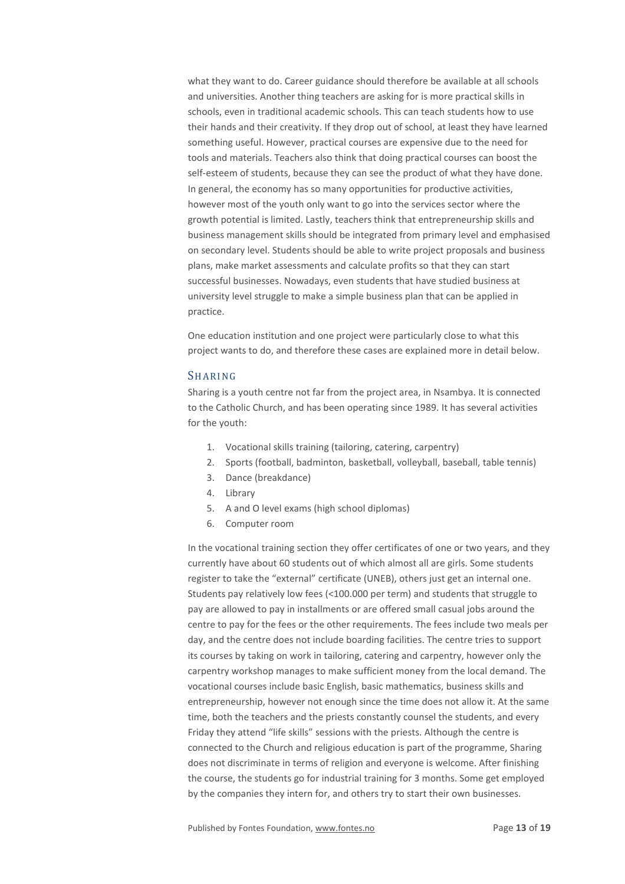what they want to do. Career guidance should therefore be available at all schools and universities. Another thing teachers are asking for is more practical skills in schools, even in traditional academic schools. This can teach students how to use their hands and their creativity. If they drop out of school, at least they have learned something useful. However, practical courses are expensive due to the need for tools and materials. Teachers also think that doing practical courses can boost the self-esteem of students, because they can see the product of what they have done. In general, the economy has so many opportunities for productive activities, however most of the youth only want to go into the services sector where the growth potential is limited. Lastly, teachers think that entrepreneurship skills and business management skills should be integrated from primary level and emphasised on secondary level. Students should be able to write project proposals and business plans, make market assessments and calculate profits so that they can start successful businesses. Nowadays, even students that have studied business at university level struggle to make a simple business plan that can be applied in practice.

One education institution and one project were particularly close to what this project wants to do, and therefore these cases are explained more in detail below.

### Sharing

Sharing is a youth centre not far from the project area, in Nsambya. It is connected to the Catholic Church, and has been operating since 1989. It has several activities for the youth:

1. Vocational skills training (tailoring, catering, carpentry)
2. Sports (football, badminton, basketball, volleyball, baseball, table tennis)
3. Dance (breakdance)
4. Library
5. A and O level exams (high school diplomas)
6. Computer room

In the vocational training section they offer certificates of one or two years, and they currently have about 60 students out of which almost all are girls. Some students register to take the "external" certificate (UNEB), others just get an internal one. Students pay relatively low fees (<100.000 per term) and students that struggle to pay are allowed to pay in installments or are offered small casual jobs around the centre to pay for the fees or the other requirements. The fees include two meals per day, and the centre does not include boarding facilities. The centre tries to support its courses by taking on work in tailoring, catering and carpentry, however only the carpentry workshop manages to make sufficient money from the local demand. The vocational courses include basic English, basic mathematics, business skills and entrepreneurship, however not enough since the time does not allow it. At the same time, both the teachers and the priests constantly counsel the students, and every Friday they attend "life skills" sessions with the priests. Although the centre is connected to the Church and religious education is part of the programme, Sharing does not discriminate in terms of religion and everyone is welcome. After finishing the course, the students go for industrial training for 3 months. Some get employed by the companies they intern for, and others try to start their own businesses.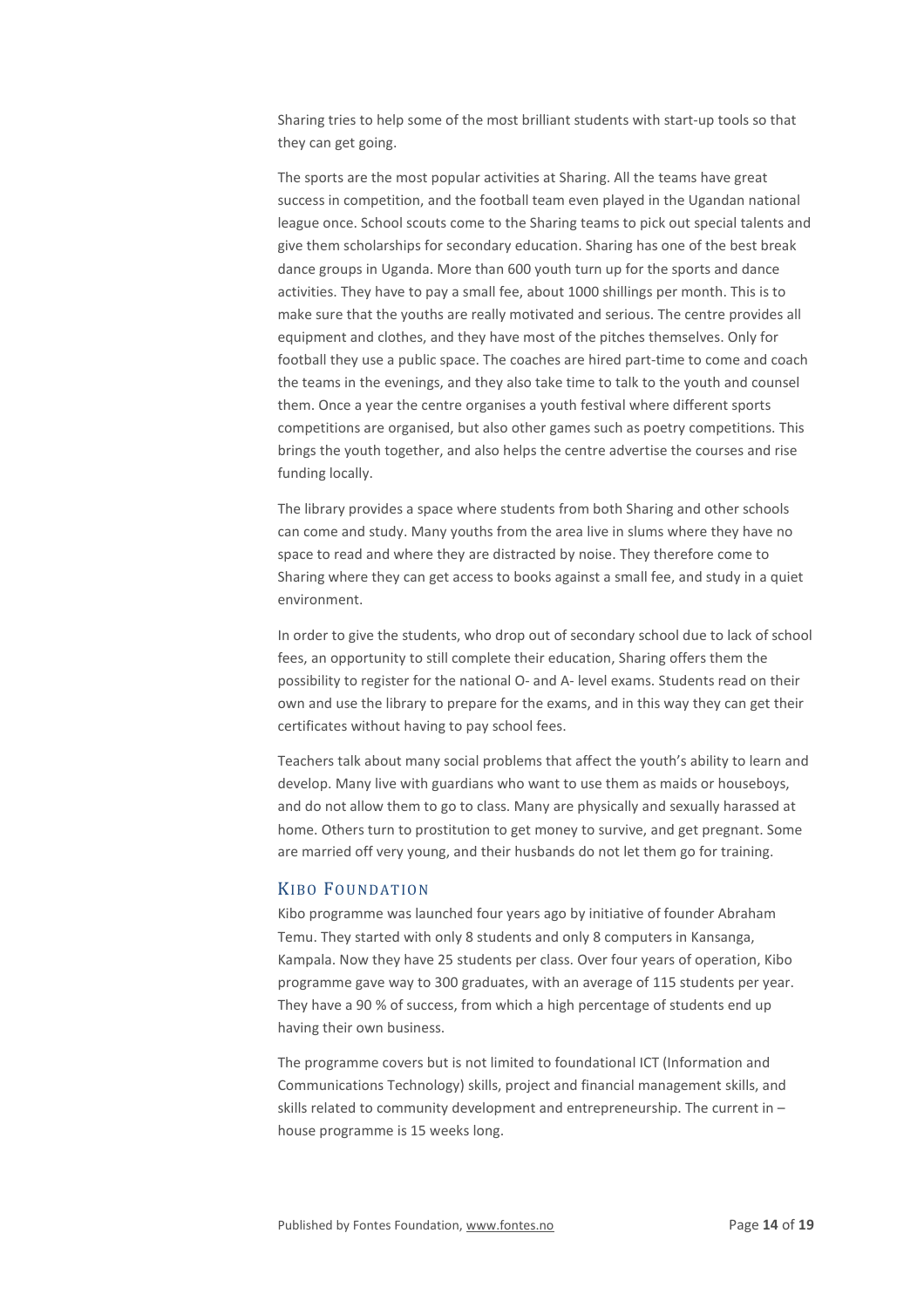Sharing tries to help some of the most brilliant students with start-up tools so that they can get going.

The sports are the most popular activities at Sharing. All the teams have great success in competition, and the football team even played in the Ugandan national league once. School scouts come to the Sharing teams to pick out special talents and give them scholarships for secondary education. Sharing has one of the best break dance groups in Uganda. More than 600 youth turn up for the sports and dance activities. They have to pay a small fee, about 1000 shillings per month. This is to make sure that the youths are really motivated and serious. The centre provides all equipment and clothes, and they have most of the pitches themselves. Only for football they use a public space. The coaches are hired part-time to come and coach the teams in the evenings, and they also take time to talk to the youth and counsel them. Once a year the centre organises a youth festival where different sports competitions are organised, but also other games such as poetry competitions. This brings the youth together, and also helps the centre advertise the courses and rise funding locally.

The library provides a space where students from both Sharing and other schools can come and study. Many youths from the area live in slums where they have no space to read and where they are distracted by noise. They therefore come to Sharing where they can get access to books against a small fee, and study in a quiet environment.

In order to give the students, who drop out of secondary school due to lack of school fees, an opportunity to still complete their education, Sharing offers them the possibility to register for the national O- and A- level exams. Students read on their own and use the library to prepare for the exams, and in this way they can get their certificates without having to pay school fees.

Teachers talk about many social problems that affect the youth's ability to learn and develop. Many live with guardians who want to use them as maids or houseboys, and do not allow them to go to class. Many are physically and sexually harassed at home. Others turn to prostitution to get money to survive, and get pregnant. Some are married off very young, and their husbands do not let them go for training.

## Kibo Foundation

Kibo programme was launched four years ago by initiative of founder Abraham Temu. They started with only 8 students and only 8 computers in Kansanga, Kampala. Now they have 25 students per class. Over four years of operation, Kibo programme gave way to 300 graduates, with an average of 115 students per year. They have a 90 % of success, from which a high percentage of students end up having their own business.

The programme covers but is not limited to foundational ICT (Information and Communications Technology) skills, project and financial management skills, and skills related to community development and entrepreneurship. The current in – house programme is 15 weeks long.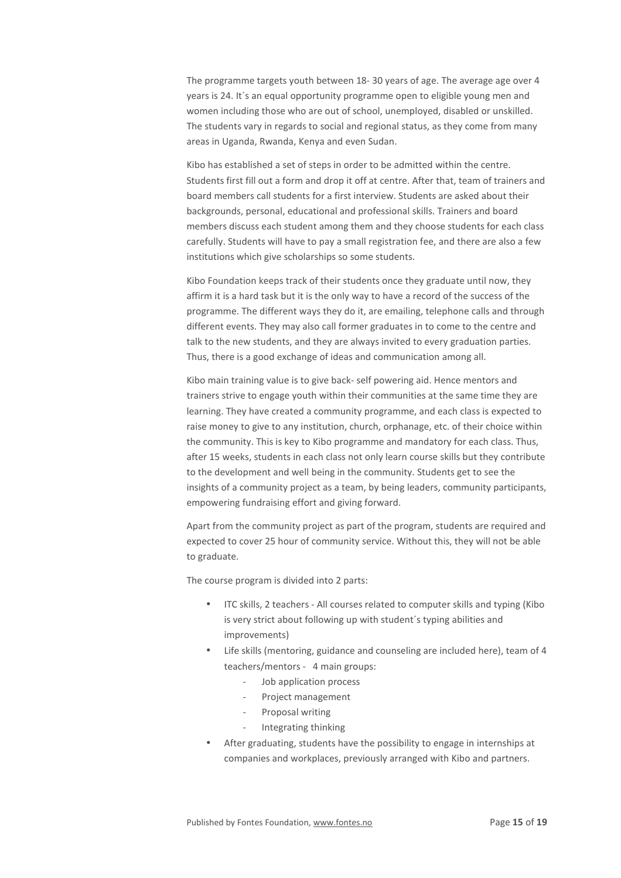The programme targets youth between 18- 30 years of age. The average age over 4 years is 24. It´s an equal opportunity programme open to eligible young men and women including those who are out of school, unemployed, disabled or unskilled. The students vary in regards to social and regional status, as they come from many areas in Uganda, Rwanda, Kenya and even Sudan.

Kibo has established a set of steps in order to be admitted within the centre. Students first fill out a form and drop it off at centre. After that, team of trainers and board members call students for a first interview. Students are asked about their backgrounds, personal, educational and professional skills. Trainers and board members discuss each student among them and they choose students for each class carefully. Students will have to pay a small registration fee, and there are also a few institutions which give scholarships so some students.

Kibo Foundation keeps track of their students once they graduate until now, they affirm it is a hard task but it is the only way to have a record of the success of the programme. The different ways they do it, are emailing, telephone calls and through different events. They may also call former graduates in to come to the centre and talk to the new students, and they are always invited to every graduation parties. Thus, there is a good exchange of ideas and communication among all.

Kibo main training value is to give back- self powering aid. Hence mentors and trainers strive to engage youth within their communities at the same time they are learning. They have created a community programme, and each class is expected to raise money to give to any institution, church, orphanage, etc. of their choice within the community. This is key to Kibo programme and mandatory for each class. Thus, after 15 weeks, students in each class not only learn course skills but they contribute to the development and well being in the community. Students get to see the insights of a community project as a team, by being leaders, community participants, empowering fundraising effort and giving forward.

Apart from the community project as part of the program, students are required and expected to cover 25 hour of community service. Without this, they will not be able to graduate.

The course program is divided into 2 parts:

- ITC skills, 2 teachers - All courses related to computer skills and typing (Kibo is very strict about following up with student´s typing abilities and improvements)
- Life skills (mentoring, guidance and counseling are included here), team of 4 teachers/mentors - 4 main groups:
    - Job application process
    - Project management
    - Proposal writing
    - Integrating thinking
- After graduating, students have the possibility to engage in internships at companies and workplaces, previously arranged with Kibo and partners.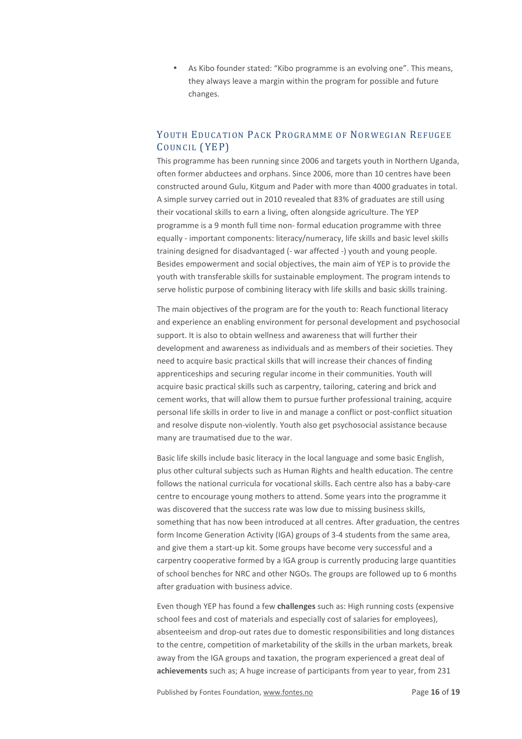- As Kibo founder stated: "Kibo programme is an evolving one". This means, they always leave a margin within the program for possible and future changes.

## Youth Education Pack Programme of Norwegian Refugee Council (YEP)

This programme has been running since 2006 and targets youth in Northern Uganda, often former abductees and orphans. Since 2006, more than 10 centres have been constructed around Gulu, Kitgum and Pader with more than 4000 graduates in total. A simple survey carried out in 2010 revealed that 83% of graduates are still using their vocational skills to earn a living, often alongside agriculture. The YEP programme is a 9 month full time non- formal education programme with three equally - important components: literacy/numeracy, life skills and basic level skills training designed for disadvantaged (- war affected -) youth and young people. Besides empowerment and social objectives, the main aim of YEP is to provide the youth with transferable skills for sustainable employment. The program intends to serve holistic purpose of combining literacy with life skills and basic skills training.

The main objectives of the program are for the youth to: Reach functional literacy and experience an enabling environment for personal development and psychosocial support. It is also to obtain wellness and awareness that will further their development and awareness as individuals and as members of their societies. They need to acquire basic practical skills that will increase their chances of finding apprenticeships and securing regular income in their communities. Youth will acquire basic practical skills such as carpentry, tailoring, catering and brick and cement works, that will allow them to pursue further professional training, acquire personal life skills in order to live in and manage a conflict or post-conflict situation and resolve dispute non-violently. Youth also get psychosocial assistance because many are traumatised due to the war.

Basic life skills include basic literacy in the local language and some basic English, plus other cultural subjects such as Human Rights and health education. The centre follows the national curricula for vocational skills. Each centre also has a baby-care centre to encourage young mothers to attend. Some years into the programme it was discovered that the success rate was low due to missing business skills, something that has now been introduced at all centres. After graduation, the centres form Income Generation Activity (IGA) groups of 3-4 students from the same area, and give them a start-up kit. Some groups have become very successful and a carpentry cooperative formed by a IGA group is currently producing large quantities of school benches for NRC and other NGOs. The groups are followed up to 6 months after graduation with business advice.

Even though YEP has found a few **challenges** such as: High running costs (expensive school fees and cost of materials and especially cost of salaries for employees), absenteeism and drop-out rates due to domestic responsibilities and long distances to the centre, competition of marketability of the skills in the urban markets, break away from the IGA groups and taxation, the program experienced a great deal of **achievements** such as; A huge increase of participants from year to year, from 231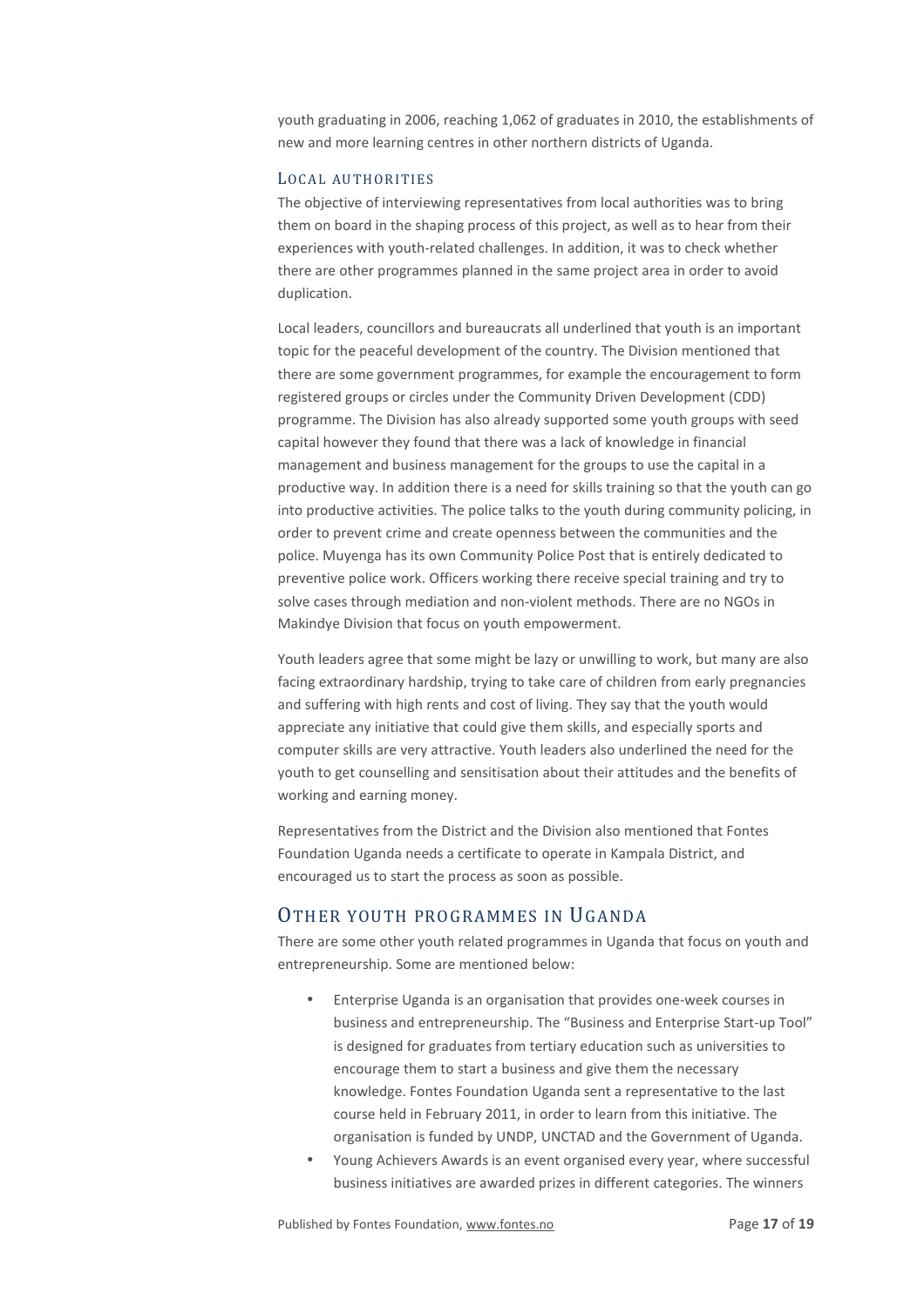youth graduating in 2006, reaching 1,062 of graduates in 2010, the establishments of new and more learning centres in other northern districts of Uganda.

### Local authorities

The objective of interviewing representatives from local authorities was to bring them on board in the shaping process of this project, as well as to hear from their experiences with youth-related challenges. In addition, it was to check whether there are other programmes planned in the same project area in order to avoid duplication.

Local leaders, councillors and bureaucrats all underlined that youth is an important topic for the peaceful development of the country. The Division mentioned that there are some government programmes, for example the encouragement to form registered groups or circles under the Community Driven Development (CDD) programme. The Division has also already supported some youth groups with seed capital however they found that there was a lack of knowledge in financial management and business management for the groups to use the capital in a productive way. In addition there is a need for skills training so that the youth can go into productive activities. The police talks to the youth during community policing, in order to prevent crime and create openness between the communities and the police. Muyenga has its own Community Police Post that is entirely dedicated to preventive police work. Officers working there receive special training and try to solve cases through mediation and non-violent methods. There are no NGOs in Makindye Division that focus on youth empowerment.

Youth leaders agree that some might be lazy or unwilling to work, but many are also facing extraordinary hardship, trying to take care of children from early pregnancies and suffering with high rents and cost of living. They say that the youth would appreciate any initiative that could give them skills, and especially sports and computer skills are very attractive. Youth leaders also underlined the need for the youth to get counselling and sensitisation about their attitudes and the benefits of working and earning money.

Representatives from the District and the Division also mentioned that Fontes Foundation Uganda needs a certificate to operate in Kampala District, and encouraged us to start the process as soon as possible.

## Other youth programmes in Uganda

There are some other youth related programmes in Uganda that focus on youth and entrepreneurship. Some are mentioned below:

- Enterprise Uganda is an organisation that provides one-week courses in business and entrepreneurship. The "Business and Enterprise Start-up Tool" is designed for graduates from tertiary education such as universities to encourage them to start a business and give them the necessary knowledge. Fontes Foundation Uganda sent a representative to the last course held in February 2011, in order to learn from this initiative. The organisation is funded by UNDP, UNCTAD and the Government of Uganda.
- Young Achievers Awards is an event organised every year, where successful business initiatives are awarded prizes in different categories. The winners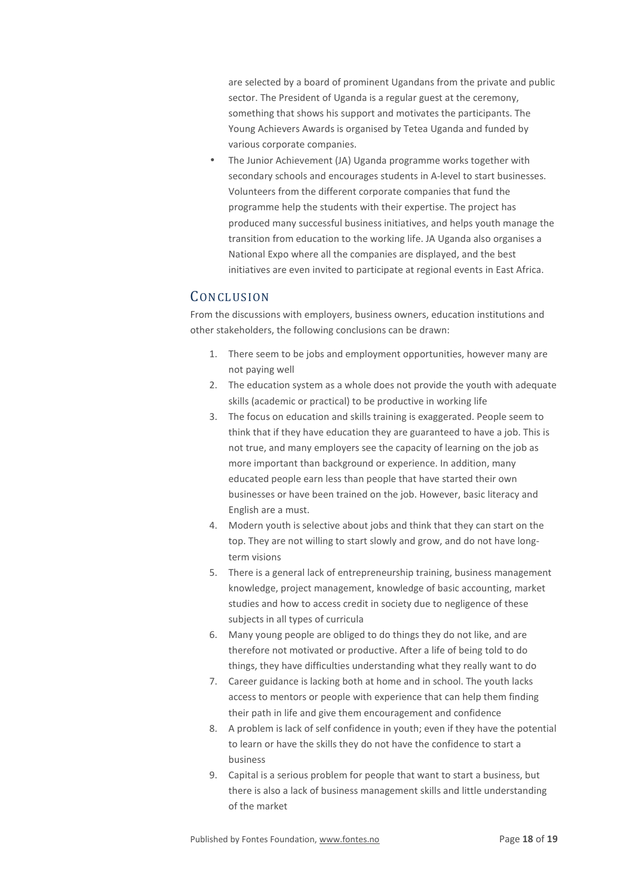are selected by a board of prominent Ugandans from the private and public sector. The President of Uganda is a regular guest at the ceremony, something that shows his support and motivates the participants. The Young Achievers Awards is organised by Tetea Uganda and funded by various corporate companies.

- The Junior Achievement (JA) Uganda programme works together with secondary schools and encourages students in A-level to start businesses. Volunteers from the different corporate companies that fund the programme help the students with their expertise. The project has produced many successful business initiatives, and helps youth manage the transition from education to the working life. JA Uganda also organises a National Expo where all the companies are displayed, and the best initiatives are even invited to participate at regional events in East Africa.

## Conclusion

From the discussions with employers, business owners, education institutions and other stakeholders, the following conclusions can be drawn:

1. There seem to be jobs and employment opportunities, however many are not paying well
2. The education system as a whole does not provide the youth with adequate skills (academic or practical) to be productive in working life
3. The focus on education and skills training is exaggerated. People seem to think that if they have education they are guaranteed to have a job. This is not true, and many employers see the capacity of learning on the job as more important than background or experience. In addition, many educated people earn less than people that have started their own businesses or have been trained on the job. However, basic literacy and English are a must.
4. Modern youth is selective about jobs and think that they can start on the top. They are not willing to start slowly and grow, and do not have long-term visions
5. There is a general lack of entrepreneurship training, business management knowledge, project management, knowledge of basic accounting, market studies and how to access credit in society due to negligence of these subjects in all types of curricula
6. Many young people are obliged to do things they do not like, and are therefore not motivated or productive. After a life of being told to do things, they have difficulties understanding what they really want to do
7. Career guidance is lacking both at home and in school. The youth lacks access to mentors or people with experience that can help them finding their path in life and give them encouragement and confidence
8. A problem is lack of self confidence in youth; even if they have the potential to learn or have the skills they do not have the confidence to start a business
9. Capital is a serious problem for people that want to start a business, but there is also a lack of business management skills and little understanding of the market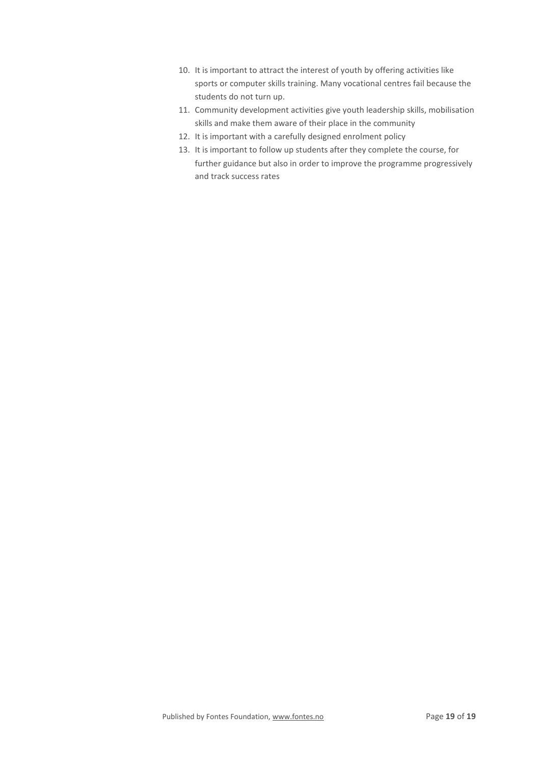10. It is important to attract the interest of youth by offering activities like sports or computer skills training. Many vocational centres fail because the students do not turn up.
11. Community development activities give youth leadership skills, mobilisation skills and make them aware of their place in the community
12. It is important with a carefully designed enrolment policy
13. It is important to follow up students after they complete the course, for further guidance but also in order to improve the programme progressively and track success rates